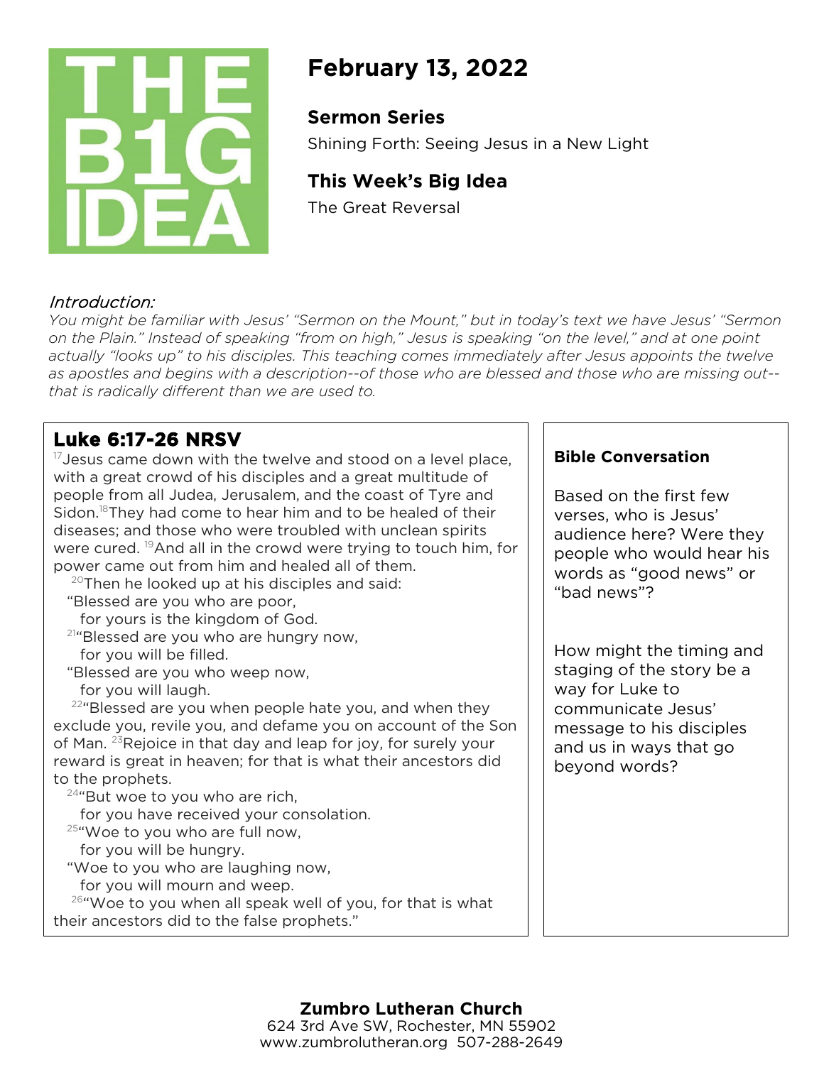THE B1G IDEA

# February 13, 2022

## Sermon Series

Shining Forth: Seeing Jesus in a New Light

## This Week's Big Idea

The Great Reversal

*Introduction:*

*You might be familiar with Jesus' "Sermon on the Mount," but in today's text we have Jesus' "Sermon on the Plain." Instead of speaking "from on high," Jesus is speaking "on the level," and at one point actually "looks up" to his disciples. This teaching comes immediately after Jesus appoints the twelve as apostles and begins with a description--of those who are blessed and those who are missing out--that is radically different than we are used to.*

## Luke 6:17-26 NRSV

[17]Jesus came down with the twelve and stood on a level place, with a great crowd of his disciples and a great multitude of people from all Judea, Jerusalem, and the coast of Tyre and Sidon.[18]They had come to hear him and to be healed of their diseases; and those who were troubled with unclean spirits were cured. [19]And all in the crowd were trying to touch him, for power came out from him and healed all of them.

[20]Then he looked up at his disciples and said:

"Blessed are you who are poor,
for yours is the kingdom of God.

[21]"Blessed are you who are hungry now,
for you will be filled.

"Blessed are you who weep now,
for you will laugh.

[22]"Blessed are you when people hate you, and when they exclude you, revile you, and defame you on account of the Son of Man. [23]Rejoice in that day and leap for joy, for surely your reward is great in heaven; for that is what their ancestors did to the prophets.

[24]"But woe to you who are rich,
for you have received your consolation.

[25]"Woe to you who are full now,
for you will be hungry.

"Woe to you who are laughing now,
for you will mourn and weep.

[26]"Woe to you when all speak well of you, for that is what their ancestors did to the false prophets."

**Bible Conversation**

Based on the first few verses, who is Jesus' audience here? Were they people who would hear his words as "good news" or "bad news"?

How might the timing and staging of the story be a way for Luke to communicate Jesus' message to his disciples and us in ways that go beyond words?

**Zumbro Lutheran Church**
624 3rd Ave SW, Rochester, MN 55902
www.zumbrolutheran.org 507-288-2649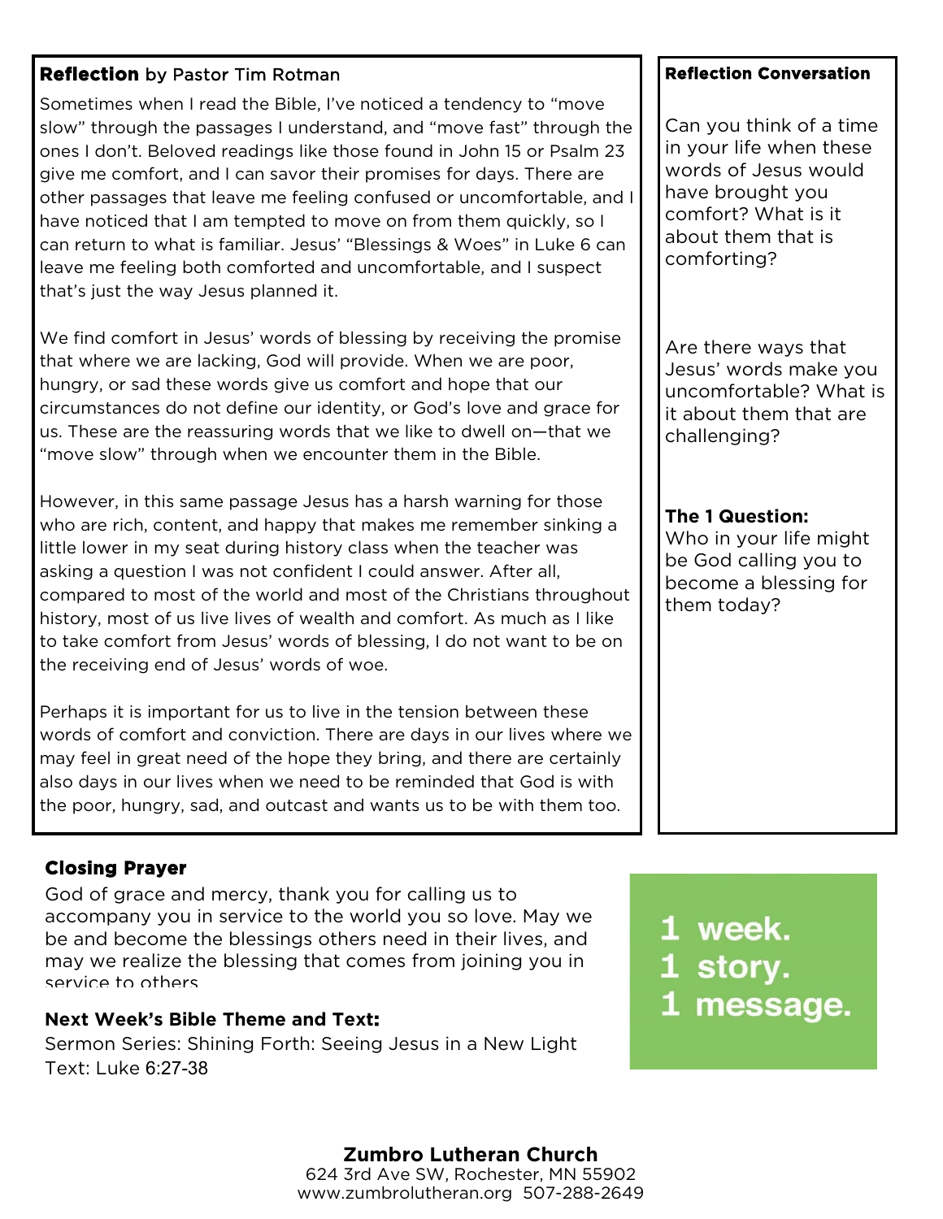## **Reflection** by Pastor Tim Rotman

Sometimes when I read the Bible, I've noticed a tendency to "move slow" through the passages I understand, and "move fast" through the ones I don't. Beloved readings like those found in John 15 or Psalm 23 give me comfort, and I can savor their promises for days. There are other passages that leave me feeling confused or uncomfortable, and I have noticed that I am tempted to move on from them quickly, so I can return to what is familiar. Jesus' "Blessings & Woes" in Luke 6 can leave me feeling both comforted and uncomfortable, and I suspect that's just the way Jesus planned it.

We find comfort in Jesus' words of blessing by receiving the promise that where we are lacking, God will provide. When we are poor, hungry, or sad these words give us comfort and hope that our circumstances do not define our identity, or God's love and grace for us. These are the reassuring words that we like to dwell on—that we "move slow" through when we encounter them in the Bible.

However, in this same passage Jesus has a harsh warning for those who are rich, content, and happy that makes me remember sinking a little lower in my seat during history class when the teacher was asking a question I was not confident I could answer. After all, compared to most of the world and most of the Christians throughout history, most of us live lives of wealth and comfort. As much as I like to take comfort from Jesus' words of blessing, I do not want to be on the receiving end of Jesus' words of woe.

Perhaps it is important for us to live in the tension between these words of comfort and conviction. There are days in our lives where we may feel in great need of the hope they bring, and there are certainly also days in our lives when we need to be reminded that God is with the poor, hungry, sad, and outcast and wants us to be with them too.

## **Reflection Conversation**

Can you think of a time in your life when these words of Jesus would have brought you comfort? What is it about them that is comforting?

Are there ways that Jesus' words make you uncomfortable? What is it about them that are challenging?

**The 1 Question:**
Who in your life might be God calling you to become a blessing for them today?

## **Closing Prayer**

God of grace and mercy, thank you for calling us to accompany you in service to the world you so love. May we be and become the blessings others need in their lives, and may we realize the blessing that comes from joining you in service to others

**Next Week's Bible Theme and Text:**
Sermon Series: Shining Forth: Seeing Jesus in a New Light
Text: Luke 6:27-38

1 week.
1 story.
1 message.

**Zumbro Lutheran Church**
624 3rd Ave SW, Rochester, MN 55902
www.zumbrolutheran.org 507-288-2649